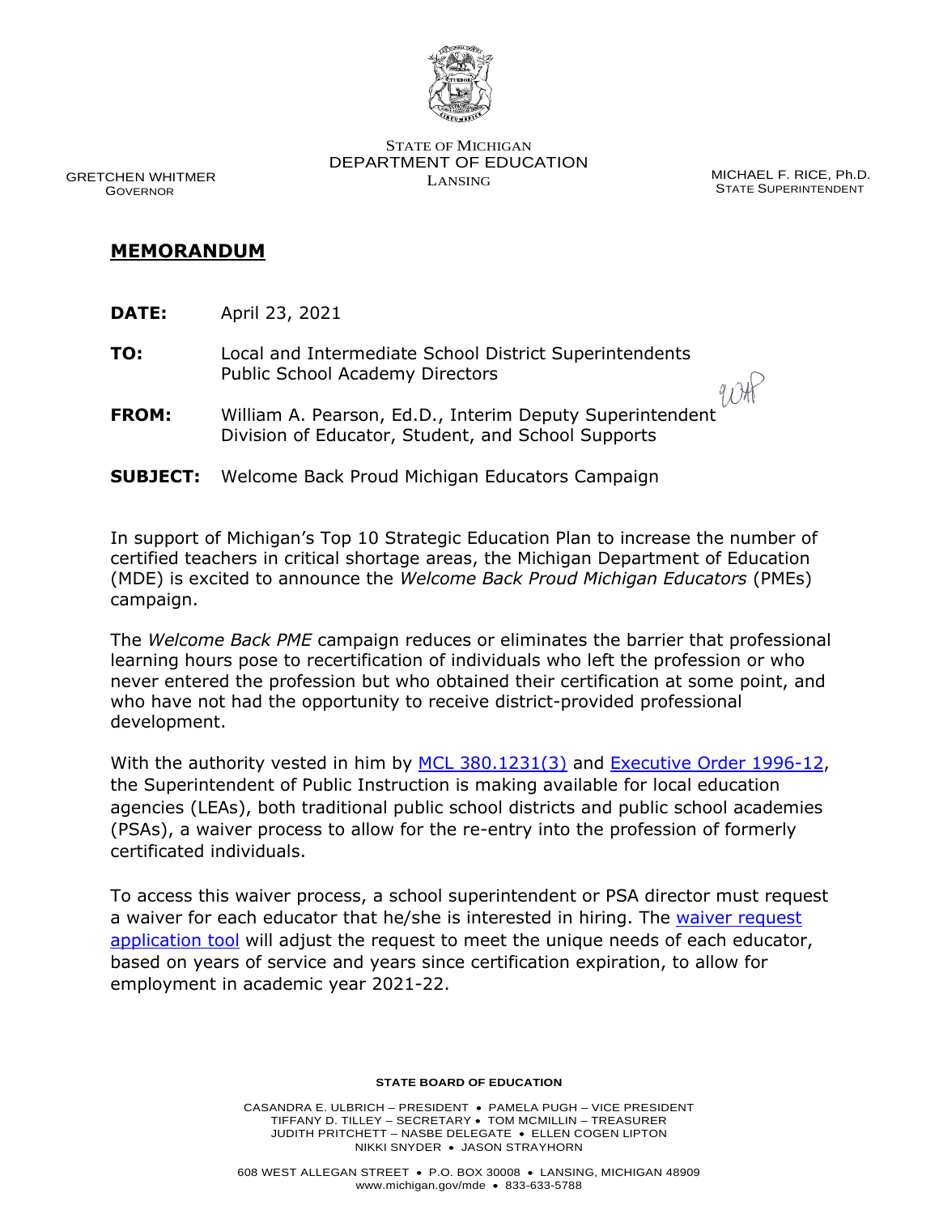STATE OF MICHIGAN
DEPARTMENT OF EDUCATION
LANSING

GRETCHEN WHITMER
GOVERNOR

MICHAEL F. RICE, Ph.D.
STATE SUPERINTENDENT

# MEMORANDUM

**DATE:** April 23, 2021

**TO:** Local and Intermediate School District Superintendents
Public School Academy Directors

**FROM:** William A. Pearson, Ed.D., Interim Deputy Superintendent
Division of Educator, Student, and School Supports

**SUBJECT:** Welcome Back Proud Michigan Educators Campaign

In support of Michigan's Top 10 Strategic Education Plan to increase the number of certified teachers in critical shortage areas, the Michigan Department of Education (MDE) is excited to announce the *Welcome Back Proud Michigan Educators* (PMEs) campaign.

The *Welcome Back PME* campaign reduces or eliminates the barrier that professional learning hours pose to recertification of individuals who left the profession or who never entered the profession but who obtained their certification at some point, and who have not had the opportunity to receive district-provided professional development.

With the authority vested in him by [MCL 380.1231(3)] and [Executive Order 1996-12], the Superintendent of Public Instruction is making available for local education agencies (LEAs), both traditional public school districts and public school academies (PSAs), a waiver process to allow for the re-entry into the profession of formerly certificated individuals.

To access this waiver process, a school superintendent or PSA director must request a waiver for each educator that he/she is interested in hiring. The [waiver request application tool] will adjust the request to meet the unique needs of each educator, based on years of service and years since certification expiration, to allow for employment in academic year 2021-22.

**STATE BOARD OF EDUCATION**

CASANDRA E. ULBRICH – PRESIDENT • PAMELA PUGH – VICE PRESIDENT
TIFFANY D. TILLEY – SECRETARY • TOM MCMILLIN – TREASURER
JUDITH PRITCHETT – NASBE DELEGATE • ELLEN COGEN LIPTON
NIKKI SNYDER • JASON STRAYHORN

608 WEST ALLEGAN STREET • P.O. BOX 30008 • LANSING, MICHIGAN 48909
www.michigan.gov/mde • 833-633-5788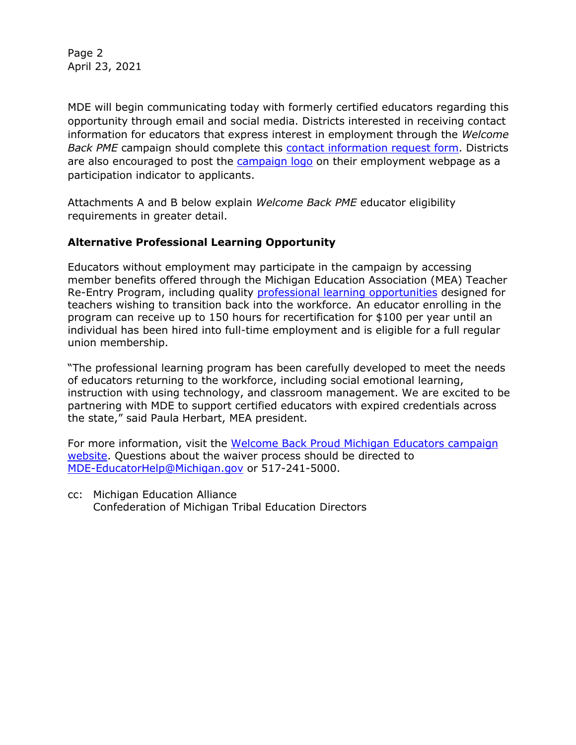MDE will begin communicating today with formerly certified educators regarding this opportunity through email and social media. Districts interested in receiving contact information for educators that express interest in employment through the *Welcome Back PME* campaign should complete this contact information request form. Districts are also encouraged to post the campaign logo on their employment webpage as a participation indicator to applicants.

Attachments A and B below explain *Welcome Back PME* educator eligibility requirements in greater detail.

**Alternative Professional Learning Opportunity**

Educators without employment may participate in the campaign by accessing member benefits offered through the Michigan Education Association (MEA) Teacher Re-Entry Program, including quality professional learning opportunities designed for teachers wishing to transition back into the workforce. An educator enrolling in the program can receive up to 150 hours for recertification for $100 per year until an individual has been hired into full-time employment and is eligible for a full regular union membership.

"The professional learning program has been carefully developed to meet the needs of educators returning to the workforce, including social emotional learning, instruction with using technology, and classroom management. We are excited to be partnering with MDE to support certified educators with expired credentials across the state," said Paula Herbart, MEA president.

For more information, visit the Welcome Back Proud Michigan Educators campaign website. Questions about the waiver process should be directed to MDE-EducatorHelp@Michigan.gov or 517-241-5000.

cc: Michigan Education Alliance
Confederation of Michigan Tribal Education Directors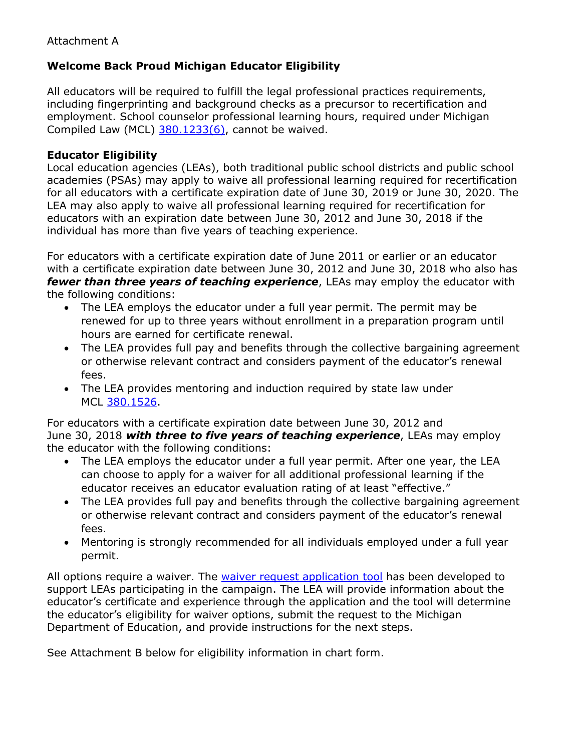Attachment A

## Welcome Back Proud Michigan Educator Eligibility

All educators will be required to fulfill the legal professional practices requirements, including fingerprinting and background checks as a precursor to recertification and employment. School counselor professional learning hours, required under Michigan Compiled Law (MCL) 380.1233(6), cannot be waived.

### Educator Eligibility

Local education agencies (LEAs), both traditional public school districts and public school academies (PSAs) may apply to waive all professional learning required for recertification for all educators with a certificate expiration date of June 30, 2019 or June 30, 2020. The LEA may also apply to waive all professional learning required for recertification for educators with an expiration date between June 30, 2012 and June 30, 2018 if the individual has more than five years of teaching experience.

For educators with a certificate expiration date of June 2011 or earlier or an educator with a certificate expiration date between June 30, 2012 and June 30, 2018 who also has ***fewer than three years of teaching experience***, LEAs may employ the educator with the following conditions:

- The LEA employs the educator under a full year permit. The permit may be renewed for up to three years without enrollment in a preparation program until hours are earned for certificate renewal.
- The LEA provides full pay and benefits through the collective bargaining agreement or otherwise relevant contract and considers payment of the educator's renewal fees.
- The LEA provides mentoring and induction required by state law under MCL 380.1526.

For educators with a certificate expiration date between June 30, 2012 and June 30, 2018 ***with three to five years of teaching experience***, LEAs may employ the educator with the following conditions:

- The LEA employs the educator under a full year permit. After one year, the LEA can choose to apply for a waiver for all additional professional learning if the educator receives an educator evaluation rating of at least "effective."
- The LEA provides full pay and benefits through the collective bargaining agreement or otherwise relevant contract and considers payment of the educator's renewal fees.
- Mentoring is strongly recommended for all individuals employed under a full year permit.

All options require a waiver. The waiver request application tool has been developed to support LEAs participating in the campaign. The LEA will provide information about the educator's certificate and experience through the application and the tool will determine the educator's eligibility for waiver options, submit the request to the Michigan Department of Education, and provide instructions for the next steps.

See Attachment B below for eligibility information in chart form.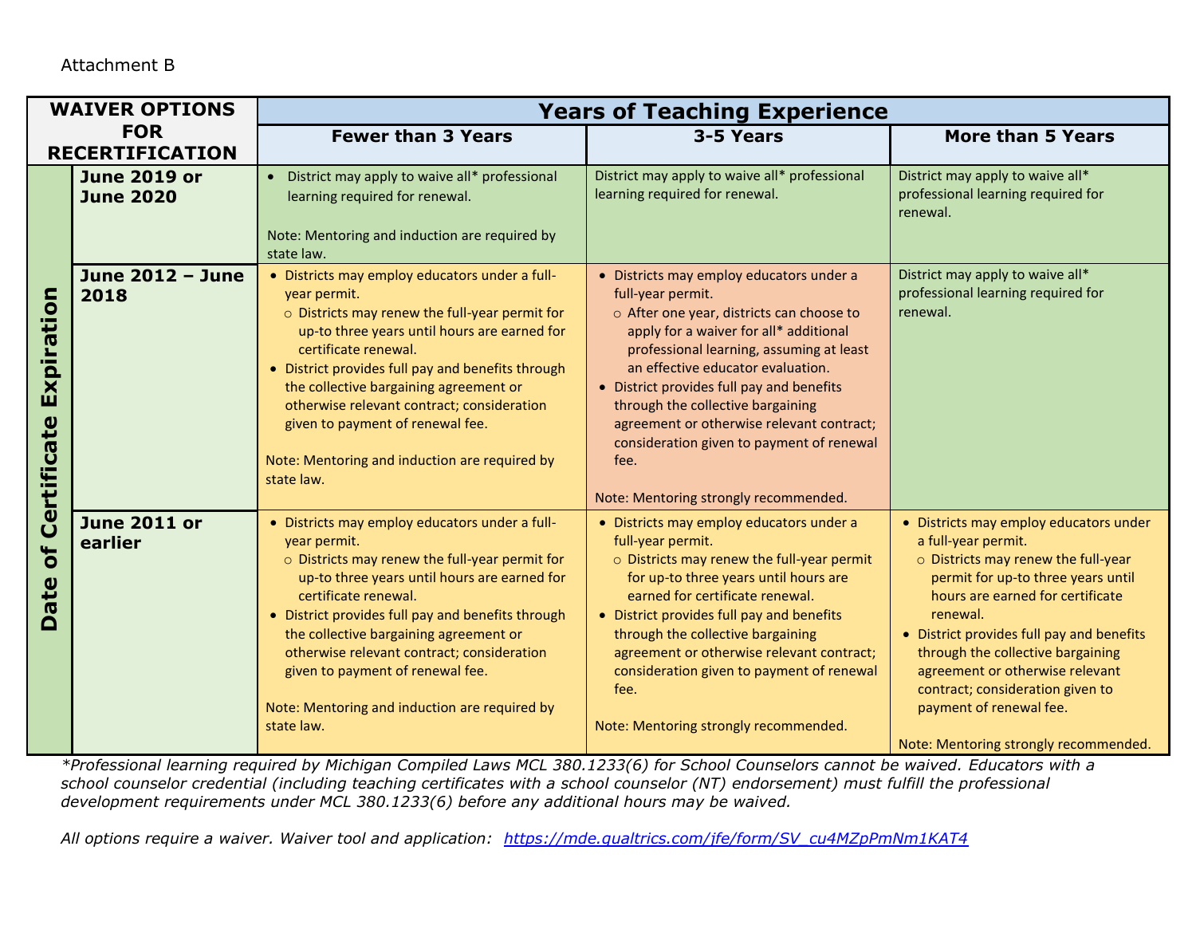Attachment B

| WAIVER OPTIONS FOR RECERTIFICATION | | Years of Teaching Experience | | |
|---|---|---|---|---|
| | | **Fewer than 3 Years** | **3-5 Years** | **More than 5 Years** |
| **Date of Certificate Expiration** | **June 2019 or June 2020** | • District may apply to waive all* professional learning required for renewal.<br><br>Note: Mentoring and induction are required by state law. | District may apply to waive all* professional learning required for renewal. | District may apply to waive all* professional learning required for renewal. |
| | **June 2012 – June 2018** | • Districts may employ educators under a full-year permit.<br>○ Districts may renew the full-year permit for up-to three years until hours are earned for certificate renewal.<br>• District provides full pay and benefits through the collective bargaining agreement or otherwise relevant contract; consideration given to payment of renewal fee.<br><br>Note: Mentoring and induction are required by state law. | • Districts may employ educators under a full-year permit.<br>○ After one year, districts can choose to apply for a waiver for all* additional professional learning, assuming at least an effective educator evaluation.<br>• District provides full pay and benefits through the collective bargaining agreement or otherwise relevant contract; consideration given to payment of renewal fee.<br><br>Note: Mentoring strongly recommended. | District may apply to waive all* professional learning required for renewal. |
| | **June 2011 or earlier** | • Districts may employ educators under a full-year permit.<br>○ Districts may renew the full-year permit for up-to three years until hours are earned for certificate renewal.<br>• District provides full pay and benefits through the collective bargaining agreement or otherwise relevant contract; consideration given to payment of renewal fee.<br><br>Note: Mentoring and induction are required by state law. | • Districts may employ educators under a full-year permit.<br>○ Districts may renew the full-year permit for up-to three years until hours are earned for certificate renewal.<br>• District provides full pay and benefits through the collective bargaining agreement or otherwise relevant contract; consideration given to payment of renewal fee.<br><br>Note: Mentoring strongly recommended. | • Districts may employ educators under a full-year permit.<br>○ Districts may renew the full-year permit for up-to three years until hours are earned for certificate renewal.<br>• District provides full pay and benefits through the collective bargaining agreement or otherwise relevant contract; consideration given to payment of renewal fee.<br><br>Note: Mentoring strongly recommended. |

*\*Professional learning required by Michigan Compiled Laws MCL 380.1233(6) for School Counselors cannot be waived. Educators with a school counselor credential (including teaching certificates with a school counselor (NT) endorsement) must fulfill the professional development requirements under MCL 380.1233(6) before any additional hours may be waived.*

*All options require a waiver. Waiver tool and application:* [https://mde.qualtrics.com/jfe/form/SV_cu4MZpPmNm1KAT4](https://mde.qualtrics.com/jfe/form/SV_cu4MZpPmNm1KAT4)